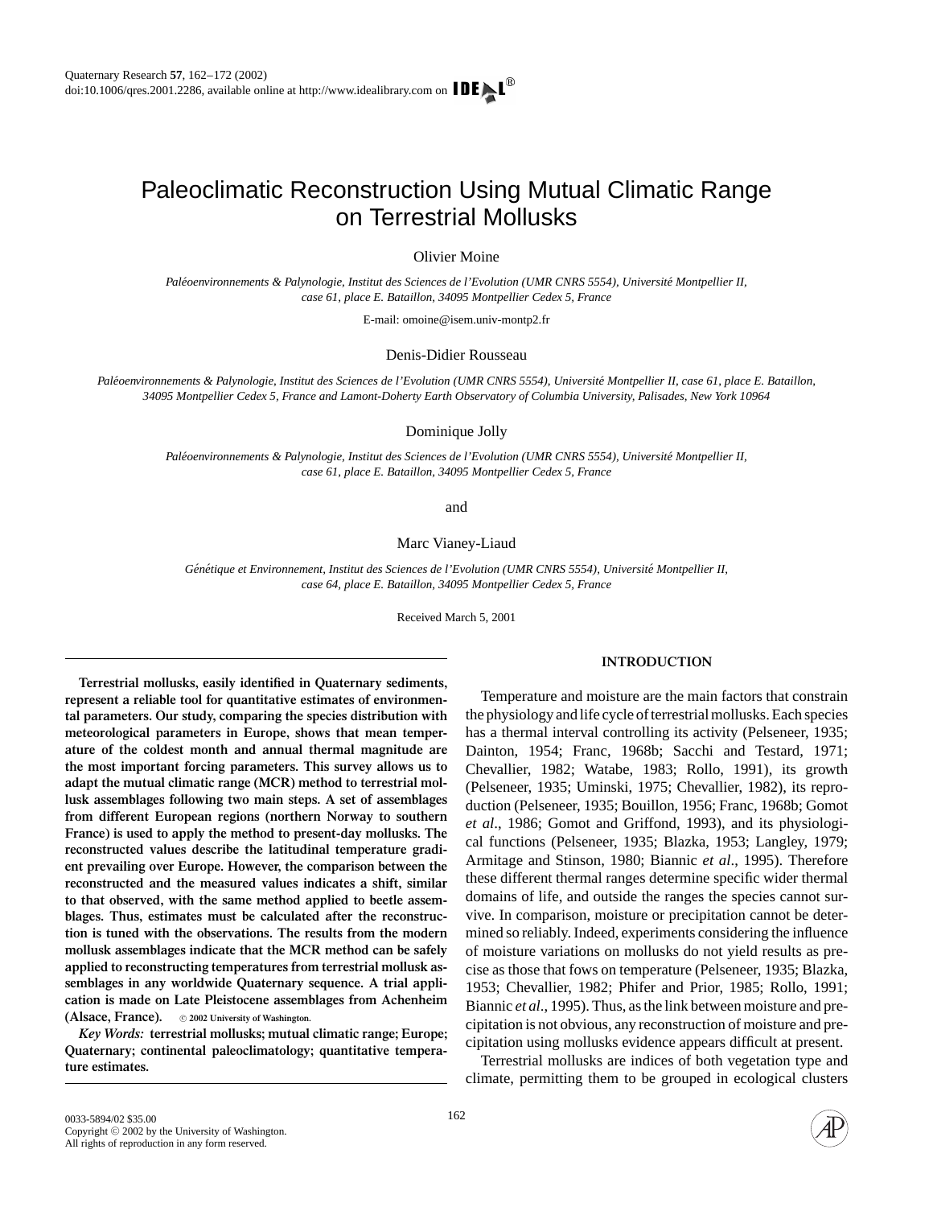# Paleoclimatic Reconstruction Using Mutual Climatic Range on Terrestrial Mollusks

Olivier Moine

*Paléoenvironnements & Palynologie, Institut des Sciences de l'Evolution (UMR CNRS 5554), Université Montpellier II, case 61, place E. Bataillon, 34095 Montpellier Cedex 5, France*

E-mail: omoine@isem.univ-montp2.fr

Denis-Didier Rousseau

*Paléoenvironnements & Palynologie, Institut des Sciences de l'Evolution (UMR CNRS 5554), Université Montpellier II, case 61, place E. Bataillon, 34095 Montpellier Cedex 5, France and Lamont-Doherty Earth Observatory of Columbia University, Palisades, New York 10964*

Dominique Jolly

*Paléoenvironnements & Palynologie, Institut des Sciences de l'Evolution (UMR CNRS 5554), Université Montpellier II, case 61, place E. Bataillon, 34095 Montpellier Cedex 5, France*

and

Marc Vianey-Liaud

*Génétique et Environnement, Institut des Sciences de l'Evolution (UMR CNRS 5554), Université Montpellier II, case 64, place E. Bataillon, 34095 Montpellier Cedex 5, France*

Received March 5, 2001

**Terrestrial mollusks, easily identified in Quaternary sediments, represent a reliable tool for quantitative estimates of environmental parameters. Our study, comparing the species distribution with meteorological parameters in Europe, shows that mean temperature of the coldest month and annual thermal magnitude are the most important forcing parameters. This survey allows us to adapt the mutual climatic range (MCR) method to terrestrial mollusk assemblages following two main steps. A set of assemblages from different European regions (northern Norway to southern France) is used to apply the method to present-day mollusks. The reconstructed values describe the latitudinal temperature gradient prevailing over Europe. However, the comparison between the reconstructed and the measured values indicates a shift, similar to that observed, with the same method applied to beetle assemblages. Thus, estimates must be calculated after the reconstruction is tuned with the observations. The results from the modern mollusk assemblages indicate that the MCR method can be safely applied to reconstructing temperatures from terrestrial mollusk assemblages in any worldwide Quaternary sequence. A trial application is made on Late Pleistocene assemblages from Achenheim (Alsace, France).** © 2002 University of Washington.

*Key Words:* **terrestrial mollusks; mutual climatic range; Europe; Quaternary; continental paleoclimatology; quantitative temperature estimates.**

## INTRODUCTION

Temperature and moisture are the main factors that constrain the physiology and life cycle of terrestrial mollusks. Each species has a thermal interval controlling its activity (Pelseneer, 1935; Dainton, 1954; Franc, 1968b; Sacchi and Testard, 1971; Chevallier, 1982; Watabe, 1983; Rollo, 1991), its growth (Pelseneer, 1935; Uminski, 1975; Chevallier, 1982), its reproduction (Pelseneer, 1935; Bouillon, 1956; Franc, 1968b; Gomot *et al*., 1986; Gomot and Griffond, 1993), and its physiological functions (Pelseneer, 1935; Blazka, 1953; Langley, 1979; Armitage and Stinson, 1980; Biannic *et al*., 1995). Therefore these different thermal ranges determine specific wider thermal domains of life, and outside the ranges the species cannot survive. In comparison, moisture or precipitation cannot be determined so reliably. Indeed, experiments considering the influence of moisture variations on mollusks do not yield results as precise as those that fows on temperature (Pelseneer, 1935; Blazka, 1953; Chevallier, 1982; Phifer and Prior, 1985; Rollo, 1991; Biannic *et al*., 1995). Thus, as the link between moisture and precipitation is not obvious, any reconstruction of moisture and precipitation using mollusks evidence appears difficult at present.

Terrestrial mollusks are indices of both vegetation type and climate, permitting them to be grouped in ecological clusters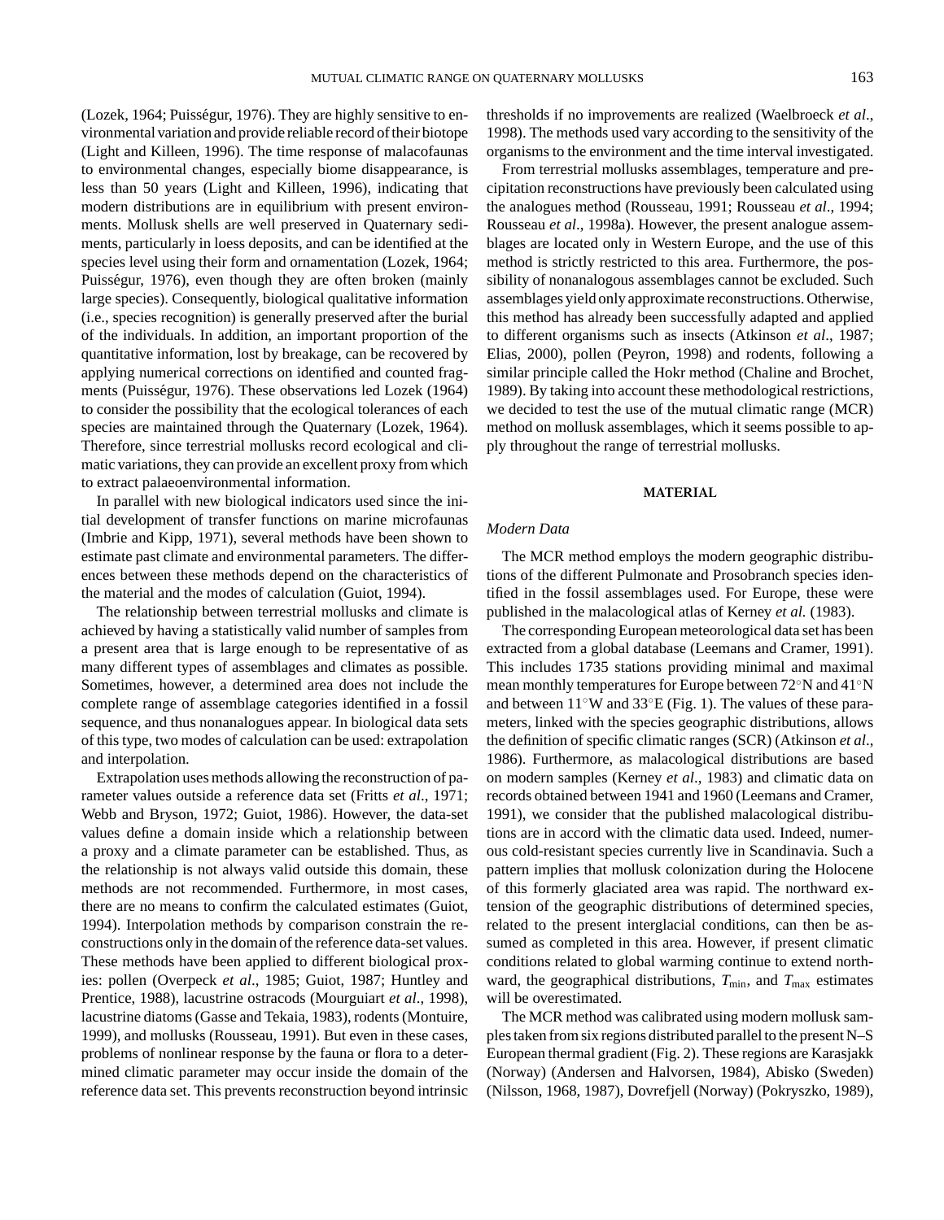(Lozek, 1964; Puisségur, 1976). They are highly sensitive to environmental variation and provide reliable record of their biotope (Light and Killeen, 1996). The time response of malacofaunas to environmental changes, especially biome disappearance, is less than 50 years (Light and Killeen, 1996), indicating that modern distributions are in equilibrium with present environments. Mollusk shells are well preserved in Quaternary sediments, particularly in loess deposits, and can be identified at the species level using their form and ornamentation (Lozek, 1964; Puisségur, 1976), even though they are often broken (mainly large species). Consequently, biological qualitative information (i.e., species recognition) is generally preserved after the burial of the individuals. In addition, an important proportion of the quantitative information, lost by breakage, can be recovered by applying numerical corrections on identified and counted fragments (Puisségur, 1976). These observations led Lozek (1964) to consider the possibility that the ecological tolerances of each species are maintained through the Quaternary (Lozek, 1964). Therefore, since terrestrial mollusks record ecological and climatic variations, they can provide an excellent proxy from which to extract palaeoenvironmental information.

In parallel with new biological indicators used since the initial development of transfer functions on marine microfaunas (Imbrie and Kipp, 1971), several methods have been shown to estimate past climate and environmental parameters. The differences between these methods depend on the characteristics of the material and the modes of calculation (Guiot, 1994).

The relationship between terrestrial mollusks and climate is achieved by having a statistically valid number of samples from a present area that is large enough to be representative of as many different types of assemblages and climates as possible. Sometimes, however, a determined area does not include the complete range of assemblage categories identified in a fossil sequence, and thus nonanalogues appear. In biological data sets of this type, two modes of calculation can be used: extrapolation and interpolation.

Extrapolation uses methods allowing the reconstruction of parameter values outside a reference data set (Fritts *et al*., 1971; Webb and Bryson, 1972; Guiot, 1986). However, the data-set values define a domain inside which a relationship between a proxy and a climate parameter can be established. Thus, as the relationship is not always valid outside this domain, these methods are not recommended. Furthermore, in most cases, there are no means to confirm the calculated estimates (Guiot, 1994). Interpolation methods by comparison constrain the reconstructions only in the domain of the reference data-set values. These methods have been applied to different biological proxies: pollen (Overpeck *et al*., 1985; Guiot, 1987; Huntley and Prentice, 1988), lacustrine ostracods (Mourguiart *et al*., 1998), lacustrine diatoms (Gasse and Tekaia, 1983), rodents (Montuire, 1999), and mollusks (Rousseau, 1991). But even in these cases, problems of nonlinear response by the fauna or flora to a determined climatic parameter may occur inside the domain of the reference data set. This prevents reconstruction beyond intrinsic thresholds if no improvements are realized (Waelbroeck *et al*., 1998). The methods used vary according to the sensitivity of the organisms to the environment and the time interval investigated.

From terrestrial mollusks assemblages, temperature and precipitation reconstructions have previously been calculated using the analogues method (Rousseau, 1991; Rousseau *et al*., 1994; Rousseau *et al*., 1998a). However, the present analogue assemblages are located only in Western Europe, and the use of this method is strictly restricted to this area. Furthermore, the possibility of nonanalogous assemblages cannot be excluded. Such assemblages yield only approximate reconstructions. Otherwise, this method has already been successfully adapted and applied to different organisms such as insects (Atkinson *et al*., 1987; Elias, 2000), pollen (Peyron, 1998) and rodents, following a similar principle called the Hokr method (Chaline and Brochet, 1989). By taking into account these methodological restrictions, we decided to test the use of the mutual climatic range (MCR) method on mollusk assemblages, which it seems possible to apply throughout the range of terrestrial mollusks.

## MATERIAL

### *Modern Data*

The MCR method employs the modern geographic distributions of the different Pulmonate and Prosobranch species identified in the fossil assemblages used. For Europe, these were published in the malacological atlas of Kerney *et al.* (1983).

The corresponding European meteorological data set has been extracted from a global database (Leemans and Cramer, 1991). This includes 1735 stations providing minimal and maximal mean monthly temperatures for Europe between 72°N and 41°N and between 11°W and 33°E (Fig. 1). The values of these parameters, linked with the species geographic distributions, allows the definition of specific climatic ranges (SCR) (Atkinson *et al*., 1986). Furthermore, as malacological distributions are based on modern samples (Kerney *et al*., 1983) and climatic data on records obtained between 1941 and 1960 (Leemans and Cramer, 1991), we consider that the published malacological distributions are in accord with the climatic data used. Indeed, numerous cold-resistant species currently live in Scandinavia. Such a pattern implies that mollusk colonization during the Holocene of this formerly glaciated area was rapid. The northward extension of the geographic distributions of determined species, related to the present interglacial conditions, can then be assumed as completed in this area. However, if present climatic conditions related to global warming continue to extend northward, the geographical distributions, $T_{\min}$, and $T_{\max}$ estimates will be overestimated.

The MCR method was calibrated using modern mollusk samples taken from six regions distributed parallel to the present N–S European thermal gradient (Fig. 2). These regions are Karasjakk (Norway) (Andersen and Halvorsen, 1984), Abisko (Sweden) (Nilsson, 1968, 1987), Dovrefjell (Norway) (Pokryszko, 1989),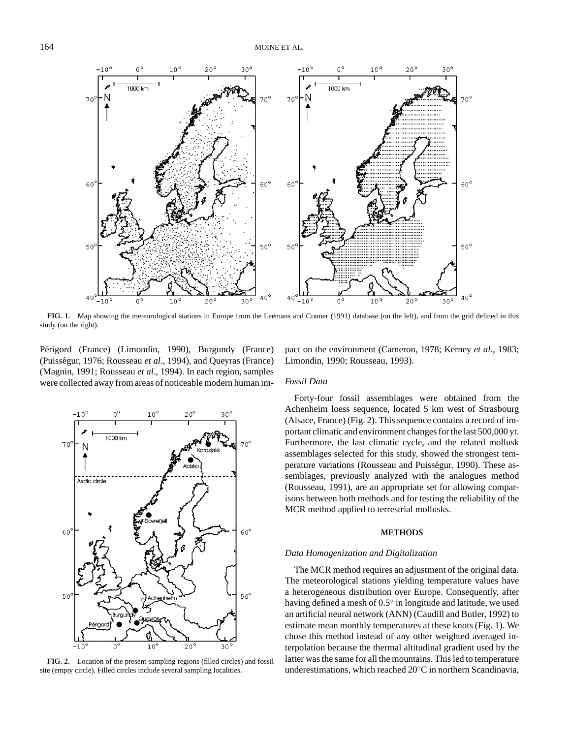**FIG. 1.** Map showing the meteorological stations in Europe from the Leemans and Cramer (1991) database (on the left), and from the grid defined in this study (on the right).

Périgord (France) (Limondin, 1990), Burgundy (France) (Puisségur, 1976; Rousseau *et al*., 1994), and Queyras (France) (Magnin, 1991; Rousseau *et al*., 1994). In each region, samples were collected away from areas of noticeable modern human impact on the environment (Cameron, 1978; Kerney *et al*., 1983; Limondin, 1990; Rousseau, 1993).

**FIG. 2.** Location of the present sampling regions (filled circles) and fossil site (empty circle). Filled circles include several sampling localities.

### *Fossil Data*

Forty-four fossil assemblages were obtained from the Achenheim loess sequence, located 5 km west of Strasbourg (Alsace, France) (Fig. 2). This sequence contains a record of important climatic and environment changes for the last 500,000 yr. Furthermore, the last climatic cycle, and the related mollusk assemblages selected for this study, showed the strongest temperature variations (Rousseau and Puisségur, 1990). These assemblages, previously analyzed with the analogues method (Rousseau, 1991), are an appropriate set for allowing comparisons between both methods and for testing the reliability of the MCR method applied to terrestrial mollusks.

## METHODS

### *Data Homogenization and Digitalization*

The MCR method requires an adjustment of the original data. The meteorological stations yielding temperature values have a heterogeneous distribution over Europe. Consequently, after having defined a mesh of 0.5° in longitude and latitude, we used an artificial neural network (ANN) (Caudill and Butler, 1992) to estimate mean monthly temperatures at these knots (Fig. 1). We chose this method instead of any other weighted averaged interpolation because the thermal altitudinal gradient used by the latter was the same for all the mountains. This led to temperature underestimations, which reached 20°C in northern Scandinavia,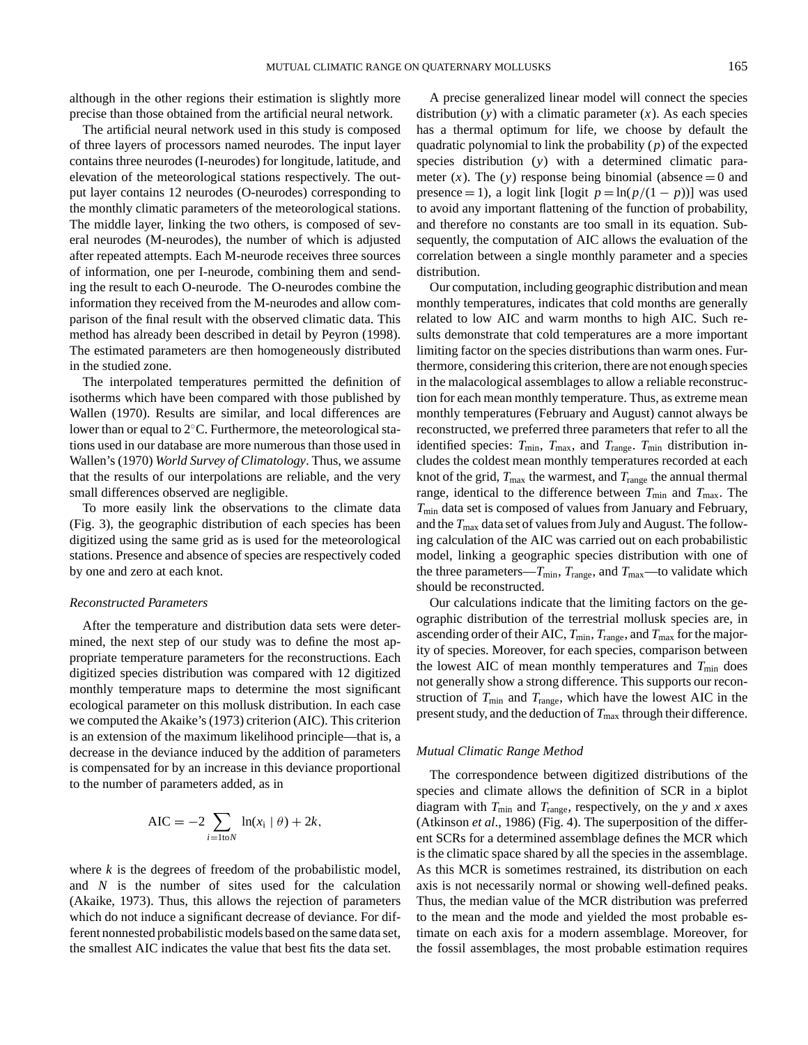although in the other regions their estimation is slightly more precise than those obtained from the artificial neural network.

The artificial neural network used in this study is composed of three layers of processors named neurodes. The input layer contains three neurodes (I-neurodes) for longitude, latitude, and elevation of the meteorological stations respectively. The output layer contains 12 neurodes (O-neurodes) corresponding to the monthly climatic parameters of the meteorological stations. The middle layer, linking the two others, is composed of several neurodes (M-neurodes), the number of which is adjusted after repeated attempts. Each M-neurode receives three sources of information, one per I-neurode, combining them and sending the result to each O-neurode. The O-neurodes combine the information they received from the M-neurodes and allow comparison of the final result with the observed climatic data. This method has already been described in detail by Peyron (1998). The estimated parameters are then homogeneously distributed in the studied zone.

The interpolated temperatures permitted the definition of isotherms which have been compared with those published by Wallen (1970). Results are similar, and local differences are lower than or equal to 2°C. Furthermore, the meteorological stations used in our database are more numerous than those used in Wallen's (1970) *World Survey of Climatology*. Thus, we assume that the results of our interpolations are reliable, and the very small differences observed are negligible.

To more easily link the observations to the climate data (Fig. 3), the geographic distribution of each species has been digitized using the same grid as is used for the meteorological stations. Presence and absence of species are respectively coded by one and zero at each knot.

### *Reconstructed Parameters*

After the temperature and distribution data sets were determined, the next step of our study was to define the most appropriate temperature parameters for the reconstructions. Each digitized species distribution was compared with 12 digitized monthly temperature maps to determine the most significant ecological parameter on this mollusk distribution. In each case we computed the Akaike's (1973) criterion (AIC). This criterion is an extension of the maximum likelihood principle—that is, a decrease in the deviance induced by the addition of parameters is compensated for by an increase in this deviance proportional to the number of parameters added, as in

$$\mathrm{AIC} = -2 \sum_{i=1 \mathrm{to} N} \ln(x_i \mid \theta) + 2k,$$

where $k$ is the degrees of freedom of the probabilistic model, and $N$ is the number of sites used for the calculation (Akaike, 1973). Thus, this allows the rejection of parameters which do not induce a significant decrease of deviance. For different nonnested probabilistic models based on the same data set, the smallest AIC indicates the value that best fits the data set.

A precise generalized linear model will connect the species distribution ($y$) with a climatic parameter ($x$). As each species has a thermal optimum for life, we choose by default the quadratic polynomial to link the probability ($p$) of the expected species distribution ($y$) with a determined climatic parameter ($x$). The ($y$) response being binomial (absence = 0 and presence = 1), a logit link [logit $p = \ln(p/(1 - p))$] was used to avoid any important flattening of the function of probability, and therefore no constants are too small in its equation. Subsequently, the computation of AIC allows the evaluation of the correlation between a single monthly parameter and a species distribution.

Our computation, including geographic distribution and mean monthly temperatures, indicates that cold months are generally related to low AIC and warm months to high AIC. Such results demonstrate that cold temperatures are a more important limiting factor on the species distributions than warm ones. Furthermore, considering this criterion, there are not enough species in the malacological assemblages to allow a reliable reconstruction for each mean monthly temperature. Thus, as extreme mean monthly temperatures (February and August) cannot always be reconstructed, we preferred three parameters that refer to all the identified species: $T_{\mathrm{min}}$, $T_{\mathrm{max}}$, and $T_{\mathrm{range}}$. $T_{\mathrm{min}}$ distribution includes the coldest mean monthly temperatures recorded at each knot of the grid, $T_{\mathrm{max}}$ the warmest, and $T_{\mathrm{range}}$ the annual thermal range, identical to the difference between $T_{\mathrm{min}}$ and $T_{\mathrm{max}}$. The $T_{\mathrm{min}}$ data set is composed of values from January and February, and the $T_{\mathrm{max}}$ data set of values from July and August. The following calculation of the AIC was carried out on each probabilistic model, linking a geographic species distribution with one of the three parameters—$T_{\mathrm{min}}$, $T_{\mathrm{range}}$, and $T_{\mathrm{max}}$—to validate which should be reconstructed.

Our calculations indicate that the limiting factors on the geographic distribution of the terrestrial mollusk species are, in ascending order of their AIC, $T_{\mathrm{min}}$, $T_{\mathrm{range}}$, and $T_{\mathrm{max}}$ for the majority of species. Moreover, for each species, comparison between the lowest AIC of mean monthly temperatures and $T_{\mathrm{min}}$ does not generally show a strong difference. This supports our reconstruction of $T_{\mathrm{min}}$ and $T_{\mathrm{range}}$, which have the lowest AIC in the present study, and the deduction of $T_{\mathrm{max}}$ through their difference.

### *Mutual Climatic Range Method*

The correspondence between digitized distributions of the species and climate allows the definition of SCR in a biplot diagram with $T_{\mathrm{min}}$ and $T_{\mathrm{range}}$, respectively, on the $y$ and $x$ axes (Atkinson *et al*., 1986) (Fig. 4). The superposition of the different SCRs for a determined assemblage defines the MCR which is the climatic space shared by all the species in the assemblage. As this MCR is sometimes restrained, its distribution on each axis is not necessarily normal or showing well-defined peaks. Thus, the median value of the MCR distribution was preferred to the mean and the mode and yielded the most probable estimate on each axis for a modern assemblage. Moreover, for the fossil assemblages, the most probable estimation requires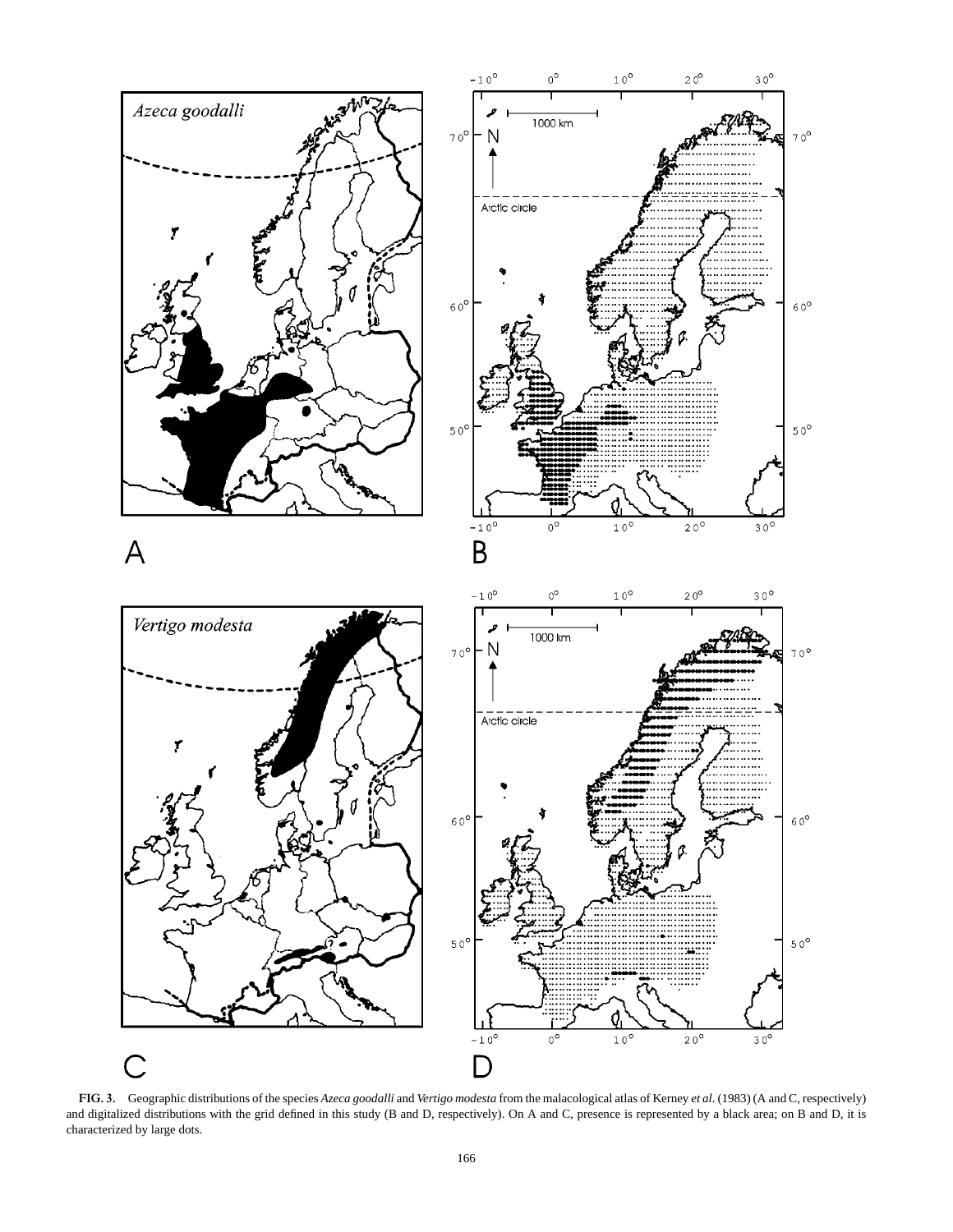**FIG. 3.** Geographic distributions of the species *Azeca goodalli* and *Vertigo modesta* from the malacological atlas of Kerney *et al*. (1983) (A and C, respectively) and digitalized distributions with the grid defined in this study (B and D, respectively). On A and C, presence is represented by a black area; on B and D, it is characterized by large dots.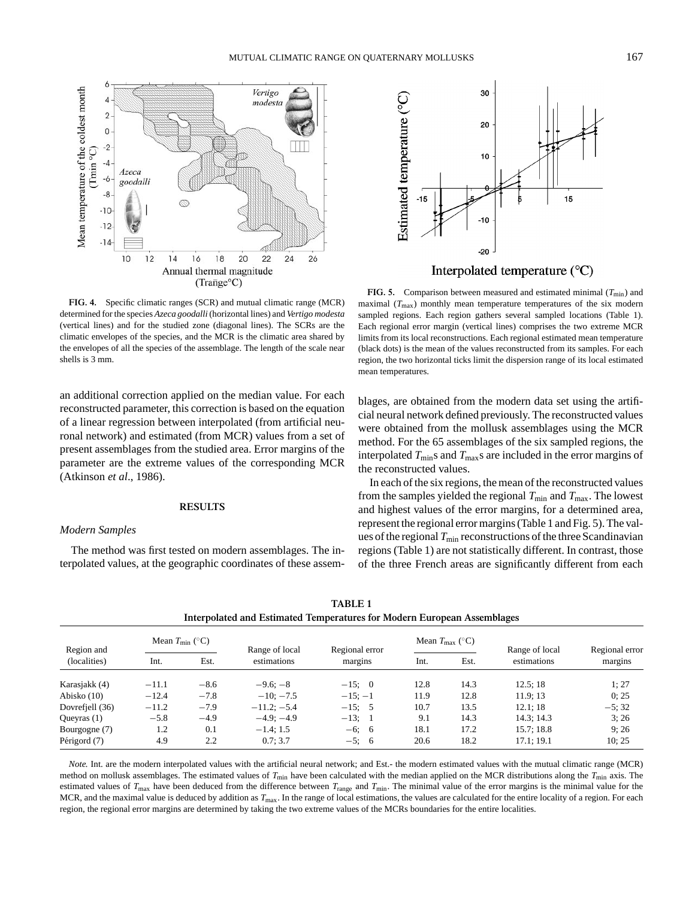**FIG. 4.** Specific climatic ranges (SCR) and mutual climatic range (MCR) determined for the species *Azeca goodalli* (horizontal lines) and *Vertigo modesta* (vertical lines) and for the studied zone (diagonal lines). The SCRs are the climatic envelopes of the species, and the MCR is the climatic area shared by the envelopes of all the species of the assemblage. The length of the scale near shells is 3 mm.

**FIG. 5.** Comparison between measured and estimated minimal ($T_{min}$) and maximal ($T_{max}$) monthly mean temperature temperatures of the six modern sampled regions. Each region gathers several sampled locations (Table 1). Each regional error margin (vertical lines) comprises the two extreme MCR limits from its local reconstructions. Each regional estimated mean temperature (black dots) is the mean of the values reconstructed from its samples. For each region, the two horizontal ticks limit the dispersion range of its local estimated mean temperatures.

an additional correction applied on the median value. For each reconstructed parameter, this correction is based on the equation of a linear regression between interpolated (from artificial neuronal network) and estimated (from MCR) values from a set of present assemblages from the studied area. Error margins of the parameter are the extreme values of the corresponding MCR (Atkinson *et al*., 1986).

## RESULTS

### *Modern Samples*

The method was first tested on modern assemblages. The interpolated values, at the geographic coordinates of these assemblages, are obtained from the modern data set using the artificial neural network defined previously. The reconstructed values were obtained from the mollusk assemblages using the MCR method. For the 65 assemblages of the six sampled regions, the interpolated $T_{min}$s and $T_{max}$s are included in the error margins of the reconstructed values.

In each of the six regions, the mean of the reconstructed values from the samples yielded the regional $T_{min}$ and $T_{max}$. The lowest and highest values of the error margins, for a determined area, represent the regional error margins (Table 1 and Fig. 5). The values of the regional $T_{min}$ reconstructions of the three Scandinavian regions (Table 1) are not statistically different. In contrast, those of the three French areas are significantly different from each

**TABLE 1**
**Interpolated and Estimated Temperatures for Modern European Assemblages**

| Region and (localities) | Mean $T_{min}$ (°C) | | Range of local estimations | Regional error margins | Mean $T_{max}$ (°C) | | Range of local estimations | Regional error margins |
|---|---|---|---|---|---|---|---|---|
| | Int. | Est. | | | Int. | Est. | | |
| Karasjakk (4) | −11.1 | −8.6 | −9.6; −8 | −15; 0 | 12.8 | 14.3 | 12.5; 18 | 1; 27 |
| Abisko (10) | −12.4 | −7.8 | −10; −7.5 | −15; −1 | 11.9 | 12.8 | 11.9; 13 | 0; 25 |
| Dovrefjell (36) | −11.2 | −7.9 | −11.2; −5.4 | −15; 5 | 10.7 | 13.5 | 12.1; 18 | −5; 32 |
| Queyras (1) | −5.8 | −4.9 | −4.9; −4.9 | −13; 1 | 9.1 | 14.3 | 14.3; 14.3 | 3; 26 |
| Bourgogne (7) | 1.2 | 0.1 | −1.4; 1.5 | −6; 6 | 18.1 | 17.2 | 15.7; 18.8 | 9; 26 |
| Périgord (7) | 4.9 | 2.2 | 0.7; 3.7 | −5; 6 | 20.6 | 18.2 | 17.1; 19.1 | 10; 25 |

*Note.* Int. are the modern interpolated values with the artificial neural network; and Est.- the modern estimated values with the mutual climatic range (MCR) method on mollusk assemblages. The estimated values of $T_{min}$ have been calculated with the median applied on the MCR distributions along the $T_{min}$ axis. The estimated values of $T_{max}$ have been deduced from the difference between $T_{range}$ and $T_{min}$. The minimal value of the error margins is the minimal value for the MCR, and the maximal value is deduced by addition as $T_{max}$. In the range of local estimations, the values are calculated for the entire locality of a region. For each region, the regional error margins are determined by taking the two extreme values of the MCRs boundaries for the entire localities.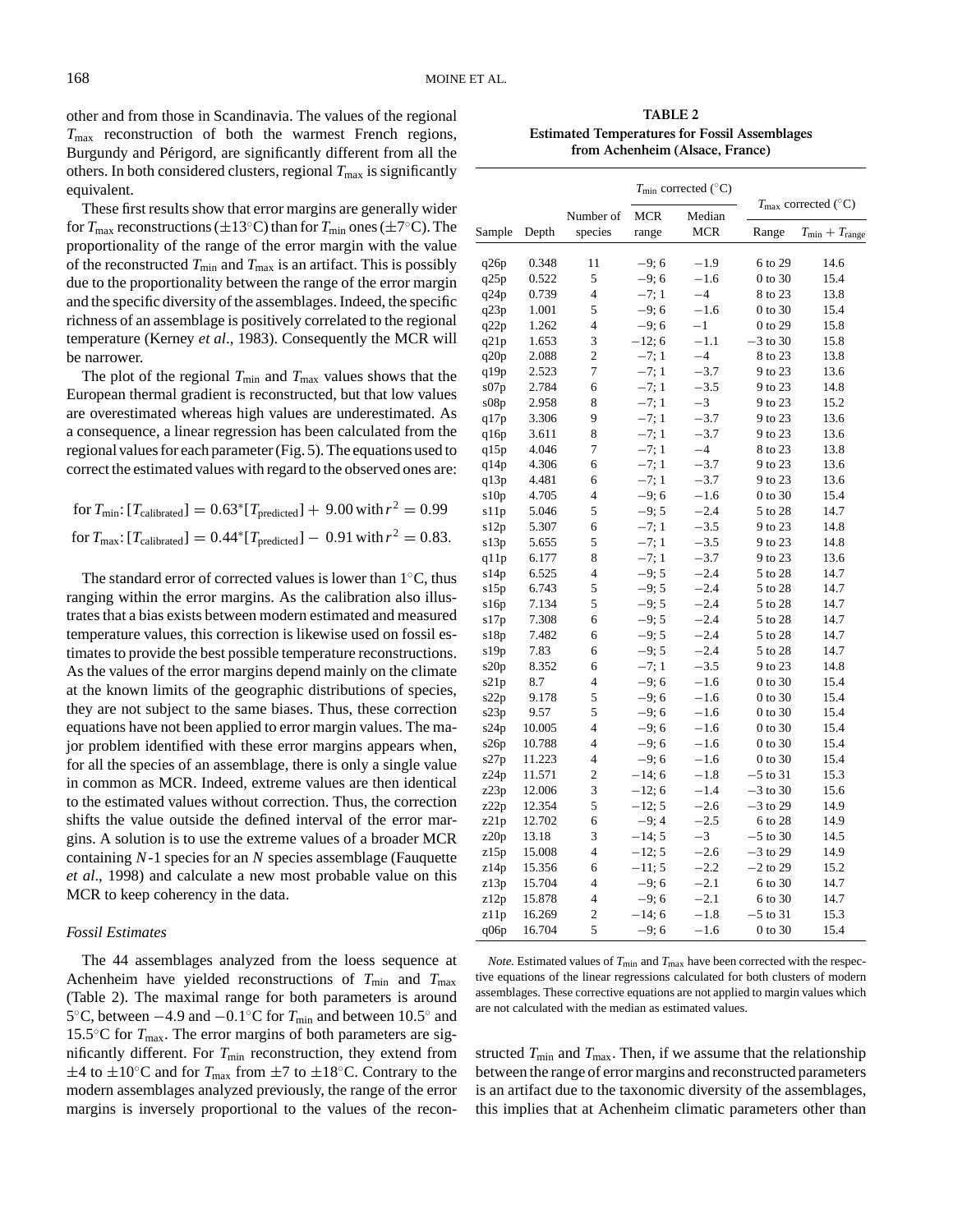other and from those in Scandinavia. The values of the regional $T_{\max}$ reconstruction of both the warmest French regions, Burgundy and Périgord, are significantly different from all the others. In both considered clusters, regional $T_{\max}$ is significantly equivalent.

These first results show that error margins are generally wider for $T_{\max}$ reconstructions ($\pm 13^\circ$C) than for $T_{\min}$ ones ($\pm 7^\circ$C). The proportionality of the range of the error margin with the value of the reconstructed $T_{\min}$ and $T_{\max}$ is an artifact. This is possibly due to the proportionality between the range of the error margin and the specific diversity of the assemblages. Indeed, the specific richness of an assemblage is positively correlated to the regional temperature (Kerney *et al.*, 1983). Consequently the MCR will be narrower.

The plot of the regional $T_{\min}$ and $T_{\max}$ values shows that the European thermal gradient is reconstructed, but that low values are overestimated whereas high values are underestimated. As a consequence, a linear regression has been calculated from the regional values for each parameter (Fig. 5). The equations used to correct the estimated values with regard to the observed ones are:

$$\text{for } T_{\min}: [T_{\text{calibrated}}] = 0.63^*[T_{\text{predicted}}] + 9.00 \text{ with } r^2 = 0.99$$

$$\text{for } T_{\max}: [T_{\text{calibrated}}] = 0.44^*[T_{\text{predicted}}] - 0.91 \text{ with } r^2 = 0.83.$$

The standard error of corrected values is lower than $1^\circ$C, thus ranging within the error margins. As the calibration also illustrates that a bias exists between modern estimated and measured temperature values, this correction is likewise used on fossil estimates to provide the best possible temperature reconstructions. As the values of the error margins depend mainly on the climate at the known limits of the geographic distributions of species, they are not subject to the same biases. Thus, these correction equations have not been applied to error margin values. The major problem identified with these error margins appears when, for all the species of an assemblage, there is only a single value in common as MCR. Indeed, extreme values are then identical to the estimated values without correction. Thus, the correction shifts the value outside the defined interval of the error margins. A solution is to use the extreme values of a broader MCR containing $N$-1 species for an $N$ species assemblage (Fauquette *et al*., 1998) and calculate a new most probable value on this MCR to keep coherency in the data.

### *Fossil Estimates*

The 44 assemblages analyzed from the loess sequence at Achenheim have yielded reconstructions of $T_{\min}$ and $T_{\max}$ (Table 2). The maximal range for both parameters is around $5^\circ$C, between $-4.9$ and $-0.1^\circ$C for $T_{\min}$ and between $10.5^\circ$ and $15.5^\circ$C for $T_{\max}$. The error margins of both parameters are significantly different. For $T_{\min}$ reconstruction, they extend from $\pm 4$ to $\pm 10^\circ$C and for $T_{\max}$ from $\pm 7$ to $\pm 18^\circ$C. Contrary to the modern assemblages analyzed previously, the range of the error margins is inversely proportional to the values of the reconstructed $T_{\min}$ and $T_{\max}$. Then, if we assume that the relationship between the range of error margins and reconstructed parameters is an artifact due to the taxonomic diversity of the assemblages, this implies that at Achenheim climatic parameters other than

**TABLE 2**
**Estimated Temperatures for Fossil Assemblages from Achenheim (Alsace, France)**

| | | | $T_{\min}$ corrected (°C) | | $T_{\max}$ corrected (°C) | |
|---|---|---|---|---|---|---|
| Sample | Depth | Number of species | MCR range | Median MCR | Range | $T_{\min} + T_{\text{range}}$ |
| q26p | 0.348 | 11 | −9; 6 | −1.9 | 6 to 29 | 14.6 |
| q25p | 0.522 | 5 | −9; 6 | −1.6 | 0 to 30 | 15.4 |
| q24p | 0.739 | 4 | −7; 1 | −4 | 8 to 23 | 13.8 |
| q23p | 1.001 | 5 | −9; 6 | −1.6 | 0 to 30 | 15.4 |
| q22p | 1.262 | 4 | −9; 6 | −1 | 0 to 29 | 15.8 |
| q21p | 1.653 | 3 | −12; 6 | −1.1 | −3 to 30 | 15.8 |
| q20p | 2.088 | 2 | −7; 1 | −4 | 8 to 23 | 13.8 |
| q19p | 2.523 | 7 | −7; 1 | −3.7 | 9 to 23 | 13.6 |
| s07p | 2.784 | 6 | −7; 1 | −3.5 | 9 to 23 | 14.8 |
| s08p | 2.958 | 8 | −7; 1 | −3 | 9 to 23 | 15.2 |
| q17p | 3.306 | 9 | −7; 1 | −3.7 | 9 to 23 | 13.6 |
| q16p | 3.611 | 8 | −7; 1 | −3.7 | 9 to 23 | 13.6 |
| q15p | 4.046 | 7 | −7; 1 | −4 | 8 to 23 | 13.8 |
| q14p | 4.306 | 6 | −7; 1 | −3.7 | 9 to 23 | 13.6 |
| q13p | 4.481 | 6 | −7; 1 | −3.7 | 9 to 23 | 13.6 |
| s10p | 4.705 | 4 | −9; 6 | −1.6 | 0 to 30 | 15.4 |
| s11p | 5.046 | 5 | −9; 5 | −2.4 | 5 to 28 | 14.7 |
| s12p | 5.307 | 6 | −7; 1 | −3.5 | 9 to 23 | 14.8 |
| s13p | 5.655 | 5 | −7; 1 | −3.5 | 9 to 23 | 14.8 |
| q11p | 6.177 | 8 | −7; 1 | −3.7 | 9 to 23 | 13.6 |
| s14p | 6.525 | 4 | −9; 5 | −2.4 | 5 to 28 | 14.7 |
| s15p | 6.743 | 5 | −9; 5 | −2.4 | 5 to 28 | 14.7 |
| s16p | 7.134 | 5 | −9; 5 | −2.4 | 5 to 28 | 14.7 |
| s17p | 7.308 | 6 | −9; 5 | −2.4 | 5 to 28 | 14.7 |
| s18p | 7.482 | 6 | −9; 5 | −2.4 | 5 to 28 | 14.7 |
| s19p | 7.83 | 6 | −9; 5 | −2.4 | 5 to 28 | 14.7 |
| s20p | 8.352 | 6 | −7; 1 | −3.5 | 9 to 23 | 14.8 |
| s21p | 8.7 | 4 | −9; 6 | −1.6 | 0 to 30 | 15.4 |
| s22p | 9.178 | 5 | −9; 6 | −1.6 | 0 to 30 | 15.4 |
| s23p | 9.57 | 5 | −9; 6 | −1.6 | 0 to 30 | 15.4 |
| s24p | 10.005 | 4 | −9; 6 | −1.6 | 0 to 30 | 15.4 |
| s26p | 10.788 | 4 | −9; 6 | −1.6 | 0 to 30 | 15.4 |
| s27p | 11.223 | 4 | −9; 6 | −1.6 | 0 to 30 | 15.4 |
| z24p | 11.571 | 2 | −14; 6 | −1.8 | −5 to 31 | 15.3 |
| z23p | 12.006 | 3 | −12; 6 | −1.4 | −3 to 30 | 15.6 |
| z22p | 12.354 | 5 | −12; 5 | −2.6 | −3 to 29 | 14.9 |
| z21p | 12.702 | 6 | −9; 4 | −2.5 | 6 to 28 | 14.9 |
| z20p | 13.18 | 3 | −14; 5 | −3 | −5 to 30 | 14.5 |
| z15p | 15.008 | 4 | −12; 5 | −2.6 | −3 to 29 | 14.9 |
| z14p | 15.356 | 6 | −11; 5 | −2.2 | −2 to 29 | 15.2 |
| z13p | 15.704 | 4 | −9; 6 | −2.1 | 6 to 30 | 14.7 |
| z12p | 15.878 | 4 | −9; 6 | −2.1 | 6 to 30 | 14.7 |
| z11p | 16.269 | 2 | −14; 6 | −1.8 | −5 to 31 | 15.3 |
| q06p | 16.704 | 5 | −9; 6 | −1.6 | 0 to 30 | 15.4 |

*Note.* Estimated values of $T_{\min}$ and $T_{\max}$ have been corrected with the respective equations of the linear regressions calculated for both clusters of modern assemblages. These corrective equations are not applied to margin values which are not calculated with the median as estimated values.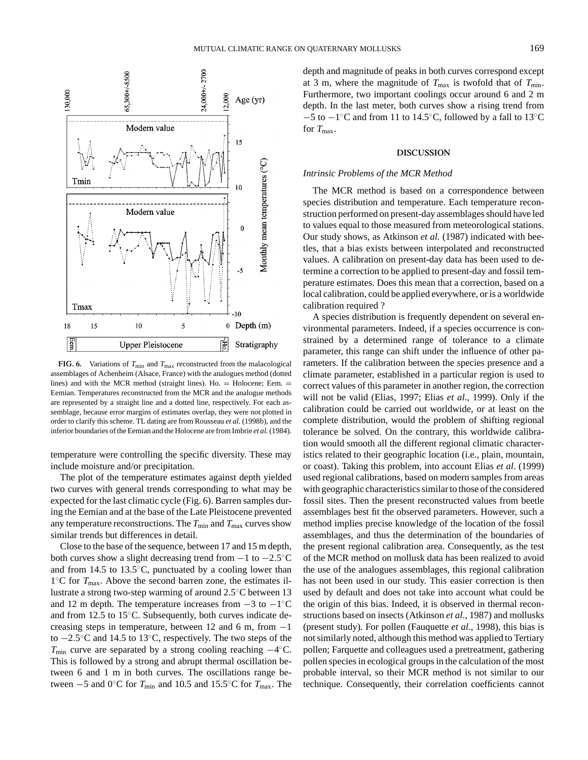FIG. 6. Variations of $T_{min}$ and $T_{max}$ reconstructed from the malacological assemblages of Achenheim (Alsace, France) with the analogues method (dotted lines) and with the MCR method (straight lines). Ho. = Holocene; Eem. = Eemian. Temperatures reconstructed from the MCR and the analogue methods are represented by a straight line and a dotted line, respectively. For each assemblage, because error margins of estimates overlap, they were not plotted in order to clarify this scheme. TL dating are from Rousseau *et al.* (1998b), and the inferior boundaries of the Eemian and the Holocene are from Imbrie *et al.* (1984).

temperature were controlling the specific diversity. These may include moisture and/or precipitation.

The plot of the temperature estimates against depth yielded two curves with general trends corresponding to what may be expected for the last climatic cycle (Fig. 6). Barren samples during the Eemian and at the base of the Late Pleistocene prevented any temperature reconstructions. The $T_{min}$ and $T_{max}$ curves show similar trends but differences in detail.

Close to the base of the sequence, between 17 and 15 m depth, both curves show a slight decreasing trend from $-1$ to $-2.5^{\circ}$C and from 14.5 to 13.5°C, punctuated by a cooling lower than 1°C for $T_{max}$. Above the second barren zone, the estimates illustrate a strong two-step warming of around 2.5°C between 13 and 12 m depth. The temperature increases from $-3$ to $-1^{\circ}$C and from 12.5 to 15°C. Subsequently, both curves indicate decreasing steps in temperature, between 12 and 6 m, from $-1$ to $-2.5^{\circ}$C and 14.5 to 13°C, respectively. The two steps of the $T_{min}$ curve are separated by a strong cooling reaching $-4^{\circ}$C. This is followed by a strong and abrupt thermal oscillation between 6 and 1 m in both curves. The oscillations range between $-5$ and 0°C for $T_{min}$ and 10.5 and 15.5°C for $T_{max}$. The depth and magnitude of peaks in both curves correspond except at 3 m, where the magnitude of $T_{max}$ is twofold that of $T_{min}$. Furthermore, two important coolings occur around 6 and 2 m depth. In the last meter, both curves show a rising trend from $-5$ to $-1^{\circ}$C and from 11 to 14.5°C, followed by a fall to 13°C for $T_{max}$.

## DISCUSSION

### *Intrinsic Problems of the MCR Method*

The MCR method is based on a correspondence between species distribution and temperature. Each temperature reconstruction performed on present-day assemblages should have led to values equal to those measured from meteorological stations. Our study shows, as Atkinson *et al.* (1987) indicated with beetles, that a bias exists between interpolated and reconstructed values. A calibration on present-day data has been used to determine a correction to be applied to present-day and fossil temperature estimates. Does this mean that a correction, based on a local calibration, could be applied everywhere, or is a worldwide calibration required ?

A species distribution is frequently dependent on several environmental parameters. Indeed, if a species occurrence is constrained by a determined range of tolerance to a climate parameter, this range can shift under the influence of other parameters. If the calibration between the species presence and a climate parameter, established in a particular region is used to correct values of this parameter in another region, the correction will not be valid (Elias, 1997; Elias *et al*., 1999). Only if the calibration could be carried out worldwide, or at least on the complete distribution, would the problem of shifting regional tolerance be solved. On the contrary, this worldwide calibration would smooth all the different regional climatic characteristics related to their geographic location (i.e., plain, mountain, or coast). Taking this problem, into account Elias *et al*. (1999) used regional calibrations, based on modern samples from areas with geographic characteristics similar to those of the considered fossil sites. Then the present reconstructed values from beetle assemblages best fit the observed parameters. However, such a method implies precise knowledge of the location of the fossil assemblages, and thus the determination of the boundaries of the present regional calibration area. Consequently, as the test of the MCR method on mollusk data has been realized to avoid the use of the analogues assemblages, this regional calibration has not been used in our study. This easier correction is then used by default and does not take into account what could be the origin of this bias. Indeed, it is observed in thermal reconstructions based on insects (Atkinson *et al*., 1987) and mollusks (present study). For pollen (Fauquette *et al*., 1998), this bias is not similarly noted, although this method was applied to Tertiary pollen; Farquette and colleagues used a pretreatment, gathering pollen species in ecological groups in the calculation of the most probable interval, so their MCR method is not similar to our technique. Consequently, their correlation coefficients cannot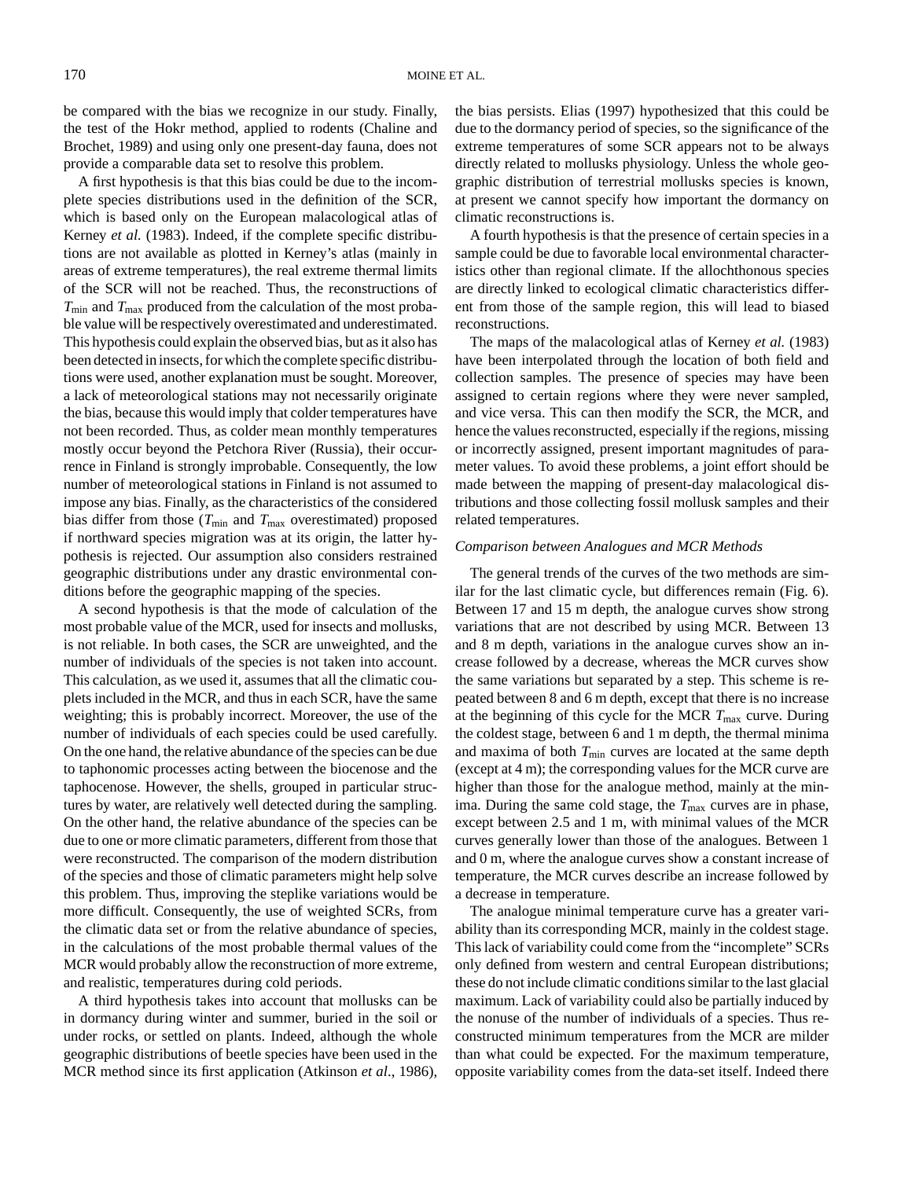be compared with the bias we recognize in our study. Finally, the test of the Hokr method, applied to rodents (Chaline and Brochet, 1989) and using only one present-day fauna, does not provide a comparable data set to resolve this problem.

A first hypothesis is that this bias could be due to the incomplete species distributions used in the definition of the SCR, which is based only on the European malacological atlas of Kerney *et al.* (1983). Indeed, if the complete specific distributions are not available as plotted in Kerney's atlas (mainly in areas of extreme temperatures), the real extreme thermal limits of the SCR will not be reached. Thus, the reconstructions of $T_{\min}$ and $T_{\max}$ produced from the calculation of the most probable value will be respectively overestimated and underestimated. This hypothesis could explain the observed bias, but as it also has been detected in insects, for which the complete specific distributions were used, another explanation must be sought. Moreover, a lack of meteorological stations may not necessarily originate the bias, because this would imply that colder temperatures have not been recorded. Thus, as colder mean monthly temperatures mostly occur beyond the Petchora River (Russia), their occurrence in Finland is strongly improbable. Consequently, the low number of meteorological stations in Finland is not assumed to impose any bias. Finally, as the characteristics of the considered bias differ from those ($T_{\min}$ and $T_{\max}$ overestimated) proposed if northward species migration was at its origin, the latter hypothesis is rejected. Our assumption also considers restrained geographic distributions under any drastic environmental conditions before the geographic mapping of the species.

A second hypothesis is that the mode of calculation of the most probable value of the MCR, used for insects and mollusks, is not reliable. In both cases, the SCR are unweighted, and the number of individuals of the species is not taken into account. This calculation, as we used it, assumes that all the climatic couplets included in the MCR, and thus in each SCR, have the same weighting; this is probably incorrect. Moreover, the use of the number of individuals of each species could be used carefully. On the one hand, the relative abundance of the species can be due to taphonomic processes acting between the biocenose and the taphocenose. However, the shells, grouped in particular structures by water, are relatively well detected during the sampling. On the other hand, the relative abundance of the species can be due to one or more climatic parameters, different from those that were reconstructed. The comparison of the modern distribution of the species and those of climatic parameters might help solve this problem. Thus, improving the steplike variations would be more difficult. Consequently, the use of weighted SCRs, from the climatic data set or from the relative abundance of species, in the calculations of the most probable thermal values of the MCR would probably allow the reconstruction of more extreme, and realistic, temperatures during cold periods.

A third hypothesis takes into account that mollusks can be in dormancy during winter and summer, buried in the soil or under rocks, or settled on plants. Indeed, although the whole geographic distributions of beetle species have been used in the MCR method since its first application (Atkinson *et al.*, 1986), the bias persists. Elias (1997) hypothesized that this could be due to the dormancy period of species, so the significance of the extreme temperatures of some SCR appears not to be always directly related to mollusks physiology. Unless the whole geographic distribution of terrestrial mollusks species is known, at present we cannot specify how important the dormancy on climatic reconstructions is.

A fourth hypothesis is that the presence of certain species in a sample could be due to favorable local environmental characteristics other than regional climate. If the allochthonous species are directly linked to ecological climatic characteristics different from those of the sample region, this will lead to biased reconstructions.

The maps of the malacological atlas of Kerney *et al.* (1983) have been interpolated through the location of both field and collection samples. The presence of species may have been assigned to certain regions where they were never sampled, and vice versa. This can then modify the SCR, the MCR, and hence the values reconstructed, especially if the regions, missing or incorrectly assigned, present important magnitudes of parameter values. To avoid these problems, a joint effort should be made between the mapping of present-day malacological distributions and those collecting fossil mollusk samples and their related temperatures.

*Comparison between Analogues and MCR Methods*

The general trends of the curves of the two methods are similar for the last climatic cycle, but differences remain (Fig. 6). Between 17 and 15 m depth, the analogue curves show strong variations that are not described by using MCR. Between 13 and 8 m depth, variations in the analogue curves show an increase followed by a decrease, whereas the MCR curves show the same variations but separated by a step. This scheme is repeated between 8 and 6 m depth, except that there is no increase at the beginning of this cycle for the MCR $T_{\max}$ curve. During the coldest stage, between 6 and 1 m depth, the thermal minima and maxima of both $T_{\min}$ curves are located at the same depth (except at 4 m); the corresponding values for the MCR curve are higher than those for the analogue method, mainly at the minima. During the same cold stage, the $T_{\max}$ curves are in phase, except between 2.5 and 1 m, with minimal values of the MCR curves generally lower than those of the analogues. Between 1 and 0 m, where the analogue curves show a constant increase of temperature, the MCR curves describe an increase followed by a decrease in temperature.

The analogue minimal temperature curve has a greater variability than its corresponding MCR, mainly in the coldest stage. This lack of variability could come from the "incomplete" SCRs only defined from western and central European distributions; these do not include climatic conditions similar to the last glacial maximum. Lack of variability could also be partially induced by the nonuse of the number of individuals of a species. Thus reconstructed minimum temperatures from the MCR are milder than what could be expected. For the maximum temperature, opposite variability comes from the data-set itself. Indeed there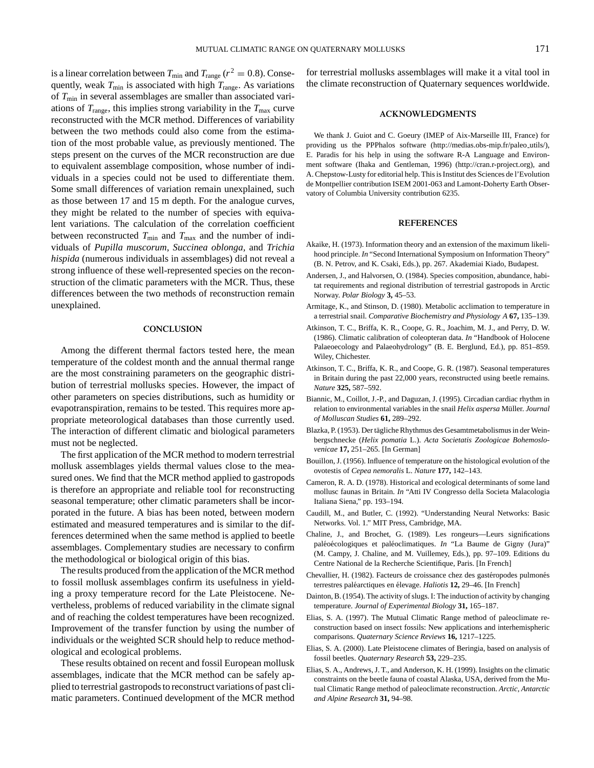is a linear correlation between $T_{min}$ and $T_{range}$ ($r^2 = 0.8$). Consequently, weak $T_{min}$ is associated with high $T_{range}$. As variations of $T_{min}$ in several assemblages are smaller than associated variations of $T_{range}$, this implies strong variability in the $T_{max}$ curve reconstructed with the MCR method. Differences of variability between the two methods could also come from the estimation of the most probable value, as previously mentioned. The steps present on the curves of the MCR reconstruction are due to equivalent assemblage composition, whose number of individuals in a species could not be used to differentiate them. Some small differences of variation remain unexplained, such as those between 17 and 15 m depth. For the analogue curves, they might be related to the number of species with equivalent variations. The calculation of the correlation coefficient between reconstructed $T_{min}$ and $T_{max}$ and the number of individuals of *Pupilla muscorum*, *Succinea oblonga*, and *Trichia hispida* (numerous individuals in assemblages) did not reveal a strong influence of these well-represented species on the reconstruction of the climatic parameters with the MCR. Thus, these differences between the two methods of reconstruction remain unexplained.

## CONCLUSION

Among the different thermal factors tested here, the mean temperature of the coldest month and the annual thermal range are the most constraining parameters on the geographic distribution of terrestrial mollusks species. However, the impact of other parameters on species distributions, such as humidity or evapotranspiration, remains to be tested. This requires more appropriate meteorological databases than those currently used. The interaction of different climatic and biological parameters must not be neglected.

The first application of the MCR method to modern terrestrial mollusk assemblages yields thermal values close to the measured ones. We find that the MCR method applied to gastropods is therefore an appropriate and reliable tool for reconstructing seasonal temperature; other climatic parameters shall be incorporated in the future. A bias has been noted, between modern estimated and measured temperatures and is similar to the differences determined when the same method is applied to beetle assemblages. Complementary studies are necessary to confirm the methodological or biological origin of this bias.

The results produced from the application of the MCR method to fossil mollusk assemblages confirm its usefulness in yielding a proxy temperature record for the Late Pleistocene. Nevertheless, problems of reduced variability in the climate signal and of reaching the coldest temperatures have been recognized. Improvement of the transfer function by using the number of individuals or the weighted SCR should help to reduce methodological and ecological problems.

These results obtained on recent and fossil European mollusk assemblages, indicate that the MCR method can be safely applied to terrestrial gastropods to reconstruct variations of past climatic parameters. Continued development of the MCR method for terrestrial mollusks assemblages will make it a vital tool in the climate reconstruction of Quaternary sequences worldwide.

## ACKNOWLEDGMENTS

We thank J. Guiot and C. Goeury (IMEP of Aix-Marseille III, France) for providing us the PPPhalos software (http://medias.obs-mip.fr/paleo_utils/), E. Paradis for his help in using the software R-A Language and Environment software (Ihaka and Gentleman, 1996) (http://cran.r-project.org), and A. Chepstow-Lusty for editorial help. This is Institut des Sciences de l'Evolution de Montpellier contribution ISEM 2001-063 and Lamont-Doherty Earth Observatory of Columbia University contribution 6235.

## REFERENCES

Akaike, H. (1973). Information theory and an extension of the maximum likelihood principle. *In* "Second International Symposium on Information Theory" (B. N. Petrov, and K. Csaki, Eds.), pp. 267. Akademiai Kiado, Budapest.

Andersen, J., and Halvorsen, O. (1984). Species composition, abundance, habitat requirements and regional distribution of terrestrial gastropods in Arctic Norway. *Polar Biology* **3,** 45–53.

Armitage, K., and Stinson, D. (1980). Metabolic acclimation to temperature in a terrestrial snail. *Comparative Biochemistry and Physiology A* **67,** 135–139.

Atkinson, T. C., Briffa, K. R., Coope, G. R., Joachim, M. J., and Perry, D. W. (1986). Climatic calibration of coleopteran data. *In* "Handbook of Holocene Palaeoecology and Palaeohydrology" (B. E. Berglund, Ed.), pp. 851–859. Wiley, Chichester.

Atkinson, T. C., Briffa, K. R., and Coope, G. R. (1987). Seasonal temperatures in Britain during the past 22,000 years, reconstructed using beetle remains. *Nature* **325,** 587–592.

Biannic, M., Coillot, J.-P., and Daguzan, J. (1995). Circadian cardiac rhythm in relation to environmental variables in the snail *Helix aspersa* Müller. *Journal of Molluscan Studies* **61,** 289–292.

Blazka, P. (1953). Der tägliche Rhythmus des Gesamtmetabolismus in der Weinbergschnecke (*Helix pomatia* L.). *Acta Societatis Zoologicae Bohemoslovenicae* **17,** 251–265. [In German]

Bouillon, J. (1956). Influence of temperature on the histological evolution of the ovotestis of *Cepea nemoralis* L. *Nature* **177,** 142–143.

Cameron, R. A. D. (1978). Historical and ecological determinants of some land mollusc faunas in Britain. *In* "Atti IV Congresso della Societa Malacologia Italiana Siena," pp. 193–194.

Caudill, M., and Butler, C. (1992). "Understanding Neural Networks: Basic Networks. Vol. 1." MIT Press, Cambridge, MA.

Chaline, J., and Brochet, G. (1989). Les rongeurs—Leurs significations paléoécologiques et paléoclimatiques. *In* "La Baume de Gigny (Jura)" (M. Campy, J. Chaline, and M. Vuillemey, Eds.), pp. 97–109. Editions du Centre National de la Recherche Scientifique, Paris. [In French]

Chevallier, H. (1982). Facteurs de croissance chez des gastéropodes pulmonés terrestres paléarctiques en élevage. *Haliotis* **12,** 29–46. [In French]

Dainton, B. (1954). The activity of slugs. I: The induction of activity by changing temperature. *Journal of Experimental Biology* **31,** 165–187.

Elias, S. A. (1997). The Mutual Climatic Range method of paleoclimate reconstruction based on insect fossils: New applications and interhemispheric comparisons. *Quaternary Science Reviews* **16,** 1217–1225.

Elias, S. A. (2000). Late Pleistocene climates of Beringia, based on analysis of fossil beetles. *Quaternary Research* **53,** 229–235.

Elias, S. A., Andrews, J. T., and Anderson, K. H. (1999). Insights on the climatic constraints on the beetle fauna of coastal Alaska, USA, derived from the Mutual Climatic Range method of paleoclimate reconstruction. *Arctic, Antarctic and Alpine Research* **31,** 94–98.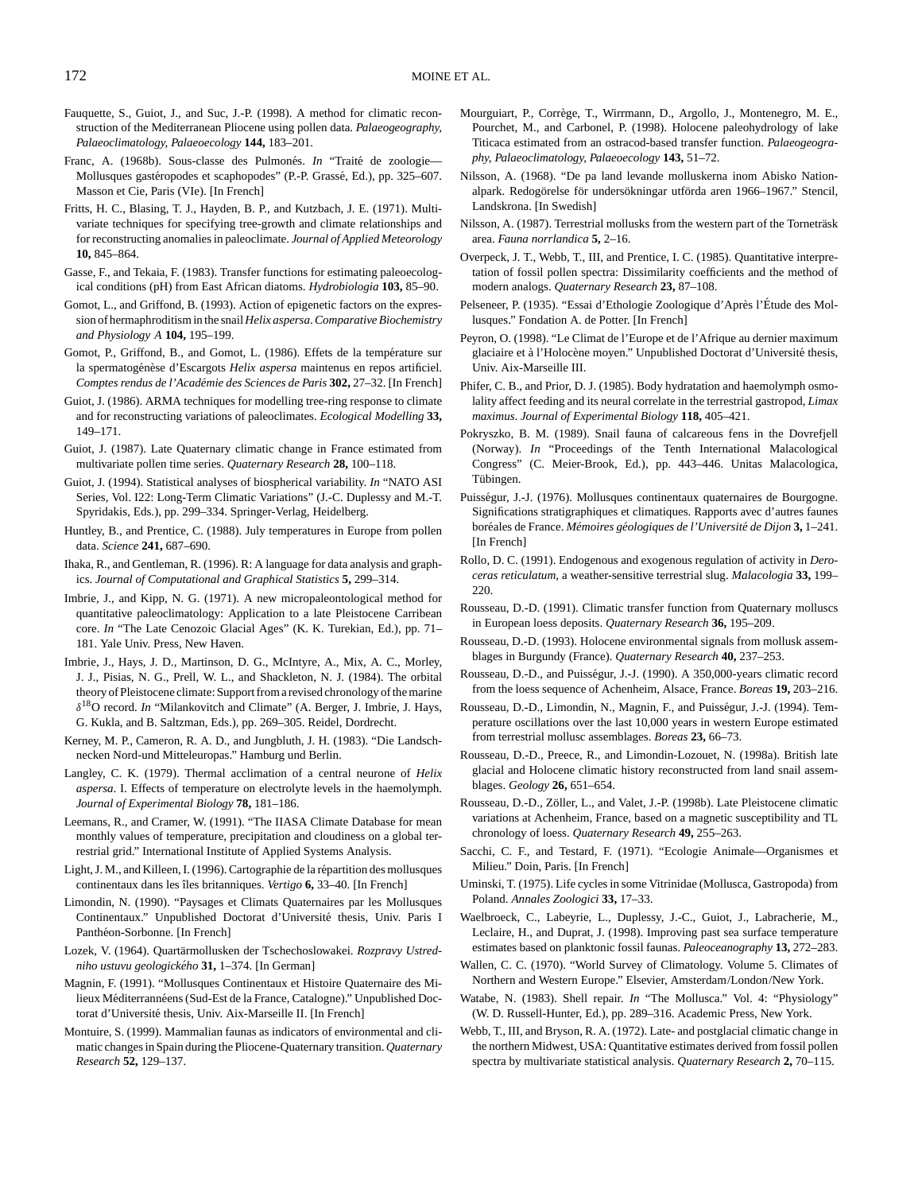Fauquette, S., Guiot, J., and Suc, J.-P. (1998). A method for climatic reconstruction of the Mediterranean Pliocene using pollen data. *Palaeogeography, Palaeoclimatology, Palaeoecology* **144,** 183–201.

Franc, A. (1968b). Sous-classe des Pulmonés. *In* "Traité de zoologie—Mollusques gastéropodes et scaphopodes" (P.-P. Grassé, Ed.), pp. 325–607. Masson et Cie, Paris (VIe). [In French]

Fritts, H. C., Blasing, T. J., Hayden, B. P., and Kutzbach, J. E. (1971). Multivariate techniques for specifying tree-growth and climate relationships and for reconstructing anomalies in paleoclimate. *Journal of Applied Meteorology* **10,** 845–864.

Gasse, F., and Tekaia, F. (1983). Transfer functions for estimating paleoecological conditions (pH) from East African diatoms. *Hydrobiologia* **103,** 85–90.

Gomot, L., and Griffond, B. (1993). Action of epigenetic factors on the expression of hermaphroditism in the snail *Helix aspersa*. *Comparative Biochemistry and Physiology A* **104,** 195–199.

Gomot, P., Griffond, B., and Gomot, L. (1986). Effets de la température sur la spermatogénèse d'Escargots *Helix aspersa* maintenus en repos artificiel. *Comptes rendus de l'Académie des Sciences de Paris* **302,** 27–32. [In French]

Guiot, J. (1986). ARMA techniques for modelling tree-ring response to climate and for reconstructing variations of paleoclimates. *Ecological Modelling* **33,** 149–171.

Guiot, J. (1987). Late Quaternary climatic change in France estimated from multivariate pollen time series. *Quaternary Research* **28,** 100–118.

Guiot, J. (1994). Statistical analyses of biospherical variability. *In* "NATO ASI Series, Vol. I22: Long-Term Climatic Variations" (J.-C. Duplessy and M.-T. Spyridakis, Eds.), pp. 299–334. Springer-Verlag, Heidelberg.

Huntley, B., and Prentice, C. (1988). July temperatures in Europe from pollen data. *Science* **241,** 687–690.

Ihaka, R., and Gentleman, R. (1996). R: A language for data analysis and graphics. *Journal of Computational and Graphical Statistics* **5,** 299–314.

Imbrie, J., and Kipp, N. G. (1971). A new micropaleontological method for quantitative paleoclimatology: Application to a late Pleistocene Carribean core. *In* "The Late Cenozoic Glacial Ages" (K. K. Turekian, Ed.), pp. 71–181. Yale Univ. Press, New Haven.

Imbrie, J., Hays, J. D., Martinson, D. G., McIntyre, A., Mix, A. C., Morley, J. J., Pisias, N. G., Prell, W. L., and Shackleton, N. J. (1984). The orbital theory of Pleistocene climate: Support from a revised chronology of the marine $\delta^{18}$O record. *In* "Milankovitch and Climate" (A. Berger, J. Imbrie, J. Hays, G. Kukla, and B. Saltzman, Eds.), pp. 269–305. Reidel, Dordrecht.

Kerney, M. P., Cameron, R. A. D., and Jungbluth, J. H. (1983). "Die Landschnecken Nord-und Mitteleuropas." Hamburg und Berlin.

Langley, C. K. (1979). Thermal acclimation of a central neurone of *Helix aspersa*. I. Effects of temperature on electrolyte levels in the haemolymph. *Journal of Experimental Biology* **78,** 181–186.

Leemans, R., and Cramer, W. (1991). "The IIASA Climate Database for mean monthly values of temperature, precipitation and cloudiness on a global terrestrial grid." International Institute of Applied Systems Analysis.

Light, J. M., and Killeen, I. (1996). Cartographie de la répartition des mollusques continentaux dans les îles britanniques. *Vertigo* **6,** 33–40. [In French]

Limondin, N. (1990). "Paysages et Climats Quaternaires par les Mollusques Continentaux." Unpublished Doctorat d'Université thesis, Univ. Paris I Panthéon-Sorbonne. [In French]

Lozek, V. (1964). Quartärmollusken der Tschechoslowakei. *Rozpravy Ustredniho ustuvu geologického* **31,** 1–374. [In German]

Magnin, F. (1991). "Mollusques Continentaux et Histoire Quaternaire des Milieux Méditerranéens (Sud-Est de la France, Catalogne)." Unpublished Doctorat d'Université thesis, Univ. Aix-Marseille II. [In French]

Montuire, S. (1999). Mammalian faunas as indicators of environmental and climatic changes in Spain during the Pliocene-Quaternary transition. *Quaternary Research* **52,** 129–137.

Mourguiart, P., Corrège, T., Wirrmann, D., Argollo, J., Montenegro, M. E., Pourchet, M., and Carbonel, P. (1998). Holocene paleohydrology of lake Titicaca estimated from an ostracod-based transfer function. *Palaeogeography, Palaeoclimatology, Palaeoecology* **143,** 51–72.

Nilsson, A. (1968). "De pa land levande molluskerna inom Abisko Nationalpark. Redogörelse för undersökningar utförda aren 1966–1967." Stencil, Landskrona. [In Swedish]

Nilsson, A. (1987). Terrestrial mollusks from the western part of the Torneträsk area. *Fauna norrlandica* **5,** 2–16.

Overpeck, J. T., Webb, T., III, and Prentice, I. C. (1985). Quantitative interpretation of fossil pollen spectra: Dissimilarity coefficients and the method of modern analogs. *Quaternary Research* **23,** 87–108.

Pelseneer, P. (1935). "Essai d'Ethologie Zoologique d'Après l'Étude des Mollusques." Fondation A. de Potter. [In French]

Peyron, O. (1998). "Le Climat de l'Europe et de l'Afrique au dernier maximum glaciaire et à l'Holocène moyen." Unpublished Doctorat d'Université thesis, Univ. Aix-Marseille III.

Phifer, C. B., and Prior, D. J. (1985). Body hydratation and haemolymph osmolality affect feeding and its neural correlate in the terrestrial gastropod, *Limax maximus*. *Journal of Experimental Biology* **118,** 405–421.

Pokryszko, B. M. (1989). Snail fauna of calcareous fens in the Dovrefjell (Norway). *In* "Proceedings of the Tenth International Malacological Congress" (C. Meier-Brook, Ed.), pp. 443–446. Unitas Malacologica, Tübingen.

Puisségur, J.-J. (1976). Mollusques continentaux quaternaires de Bourgogne. Significations stratigraphiques et climatiques. Rapports avec d'autres faunes boréales de France. *Mémoires géologiques de l'Université de Dijon* **3,** 1–241. [In French]

Rollo, D. C. (1991). Endogenous and exogenous regulation of activity in *Deroceras reticulatum*, a weather-sensitive terrestrial slug. *Malacologia* **33,** 199–220.

Rousseau, D.-D. (1991). Climatic transfer function from Quaternary molluscs in European loess deposits. *Quaternary Research* **36,** 195–209.

Rousseau, D.-D. (1993). Holocene environmental signals from mollusk assemblages in Burgundy (France). *Quaternary Research* **40,** 237–253.

Rousseau, D.-D., and Puisségur, J.-J. (1990). A 350,000-years climatic record from the loess sequence of Achenheim, Alsace, France. *Boreas* **19,** 203–216.

Rousseau, D.-D., Limondin, N., Magnin, F., and Puisségur, J.-J. (1994). Temperature oscillations over the last 10,000 years in western Europe estimated from terrestrial mollusc assemblages. *Boreas* **23,** 66–73.

Rousseau, D.-D., Preece, R., and Limondin-Lozouet, N. (1998a). British late glacial and Holocene climatic history reconstructed from land snail assemblages. *Geology* **26,** 651–654.

Rousseau, D.-D., Zöller, L., and Valet, J.-P. (1998b). Late Pleistocene climatic variations at Achenheim, France, based on a magnetic susceptibility and TL chronology of loess. *Quaternary Research* **49,** 255–263.

Sacchi, C. F., and Testard, F. (1971). "Ecologie Animale—Organismes et Milieu." Doin, Paris. [In French]

Uminski, T. (1975). Life cycles in some Vitrinidae (Mollusca, Gastropoda) from Poland. *Annales Zoologici* **33,** 17–33.

Waelbroeck, C., Labeyrie, L., Duplessy, J.-C., Guiot, J., Labracherie, M., Leclaire, H., and Duprat, J. (1998). Improving past sea surface temperature estimates based on planktonic fossil faunas. *Paleoceanography* **13,** 272–283.

Wallen, C. C. (1970). "World Survey of Climatology. Volume 5. Climates of Northern and Western Europe." Elsevier, Amsterdam/London/New York.

Watabe, N. (1983). Shell repair. *In* "The Mollusca." Vol. 4: "Physiology" (W. D. Russell-Hunter, Ed.), pp. 289–316. Academic Press, New York.

Webb, T., III, and Bryson, R. A. (1972). Late- and postglacial climatic change in the northern Midwest, USA: Quantitative estimates derived from fossil pollen spectra by multivariate statistical analysis. *Quaternary Research* **2,** 70–115.